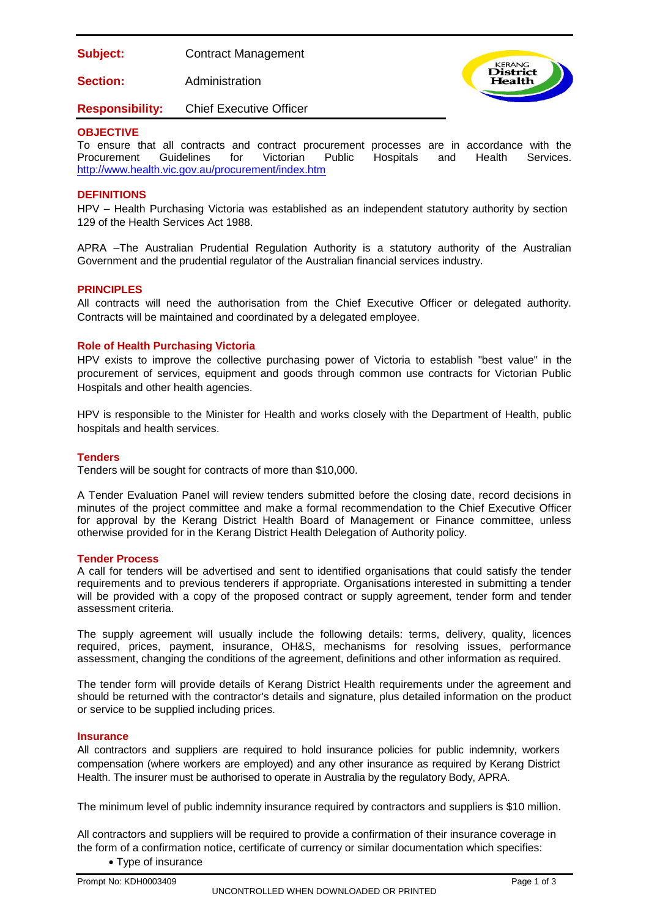**Subject:** Contract Management

**Section:** Administration

**Responsibility:** Chief Executive Officer

## OBJECTIVE

To ensure that all contracts and contract procurement processes are in accordance with the Procurement Guidelines for Victorian Public Hospitals and Health Services. http://www.health.vic.gov.au/procurement/index.htm

## DEFINITIONS

HPV – Health Purchasing Victoria was established as an independent statutory authority by section 129 of the Health Services Act 1988.

APRA –The Australian Prudential Regulation Authority is a statutory authority of the Australian Government and the prudential regulator of the Australian financial services industry.

## PRINCIPLES

All contracts will need the authorisation from the Chief Executive Officer or delegated authority. Contracts will be maintained and coordinated by a delegated employee.

### Role of Health Purchasing Victoria

HPV exists to improve the collective purchasing power of Victoria to establish "best value" in the procurement of services, equipment and goods through common use contracts for Victorian Public Hospitals and other health agencies.

HPV is responsible to the Minister for Health and works closely with the Department of Health, public hospitals and health services.

### Tenders

Tenders will be sought for contracts of more than $10,000.

A Tender Evaluation Panel will review tenders submitted before the closing date, record decisions in minutes of the project committee and make a formal recommendation to the Chief Executive Officer for approval by the Kerang District Health Board of Management or Finance committee, unless otherwise provided for in the Kerang District Health Delegation of Authority policy.

### Tender Process

A call for tenders will be advertised and sent to identified organisations that could satisfy the tender requirements and to previous tenderers if appropriate. Organisations interested in submitting a tender will be provided with a copy of the proposed contract or supply agreement, tender form and tender assessment criteria.

The supply agreement will usually include the following details: terms, delivery, quality, licences required, prices, payment, insurance, OH&S, mechanisms for resolving issues, performance assessment, changing the conditions of the agreement, definitions and other information as required.

The tender form will provide details of Kerang District Health requirements under the agreement and should be returned with the contractor's details and signature, plus detailed information on the product or service to be supplied including prices.

### Insurance

All contractors and suppliers are required to hold insurance policies for public indemnity, workers compensation (where workers are employed) and any other insurance as required by Kerang District Health. The insurer must be authorised to operate in Australia by the regulatory Body, APRA.

The minimum level of public indemnity insurance required by contractors and suppliers is $10 million.

All contractors and suppliers will be required to provide a confirmation of their insurance coverage in the form of a confirmation notice, certificate of currency or similar documentation which specifies:

- Type of insurance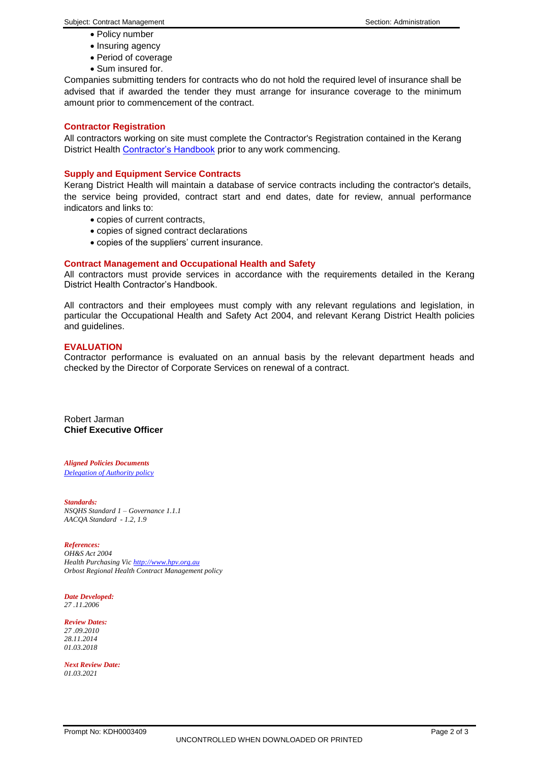- Policy number
- Insuring agency
- Period of coverage
- Sum insured for.

Companies submitting tenders for contracts who do not hold the required level of insurance shall be advised that if awarded the tender they must arrange for insurance coverage to the minimum amount prior to commencement of the contract.

### Contractor Registration

All contractors working on site must complete the Contractor's Registration contained in the Kerang District Health [Contractor's Handbook]() prior to any work commencing.

### Supply and Equipment Service Contracts

Kerang District Health will maintain a database of service contracts including the contractor's details, the service being provided, contract start and end dates, date for review, annual performance indicators and links to:

- copies of current contracts,
- copies of signed contract declarations
- copies of the suppliers' current insurance.

### Contract Management and Occupational Health and Safety

All contractors must provide services in accordance with the requirements detailed in the Kerang District Health Contractor's Handbook.

All contractors and their employees must comply with any relevant regulations and legislation, in particular the Occupational Health and Safety Act 2004, and relevant Kerang District Health policies and guidelines.

## EVALUATION

Contractor performance is evaluated on an annual basis by the relevant department heads and checked by the Director of Corporate Services on renewal of a contract.

Robert Jarman
**Chief Executive Officer**

***Aligned Policies Documents***
*[Delegation of Authority policy]()*

***Standards:***
*NSQHS Standard 1 – Governance 1.1.1*
*AACQA Standard - 1.2, 1.9*

***References:***
*OH&S Act 2004*
*Health Purchasing Vic [http://www.hpv.org.au](http://www.hpv.org.au)*
*Orbost Regional Health Contract Management policy*

***Date Developed:***
*27 .11.2006*

***Review Dates:***
*27 .09.2010*
*28.11.2014*
*01.03.2018*

***Next Review Date:***
*01.03.2021*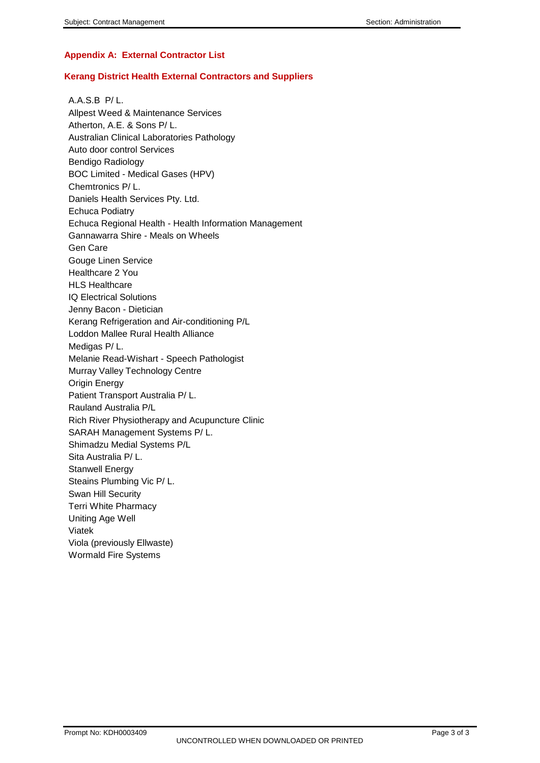## Appendix A: External Contractor List

### Kerang District Health External Contractors and Suppliers

A.A.S.B P/ L.
Allpest Weed & Maintenance Services
Atherton, A.E. & Sons P/ L.
Australian Clinical Laboratories Pathology
Auto door control Services
Bendigo Radiology
BOC Limited - Medical Gases (HPV)
Chemtronics P/ L.
Daniels Health Services Pty. Ltd.
Echuca Podiatry
Echuca Regional Health - Health Information Management
Gannawarra Shire - Meals on Wheels
Gen Care
Gouge Linen Service
Healthcare 2 You
HLS Healthcare
IQ Electrical Solutions
Jenny Bacon - Dietician
Kerang Refrigeration and Air-conditioning P/L
Loddon Mallee Rural Health Alliance
Medigas P/ L.
Melanie Read-Wishart - Speech Pathologist
Murray Valley Technology Centre
Origin Energy
Patient Transport Australia P/ L.
Rauland Australia P/L
Rich River Physiotherapy and Acupuncture Clinic
SARAH Management Systems P/ L.
Shimadzu Medial Systems P/L
Sita Australia P/ L.
Stanwell Energy
Steains Plumbing Vic P/ L.
Swan Hill Security
Terri White Pharmacy
Uniting Age Well
Viatek
Viola (previously Ellwaste)
Wormald Fire Systems